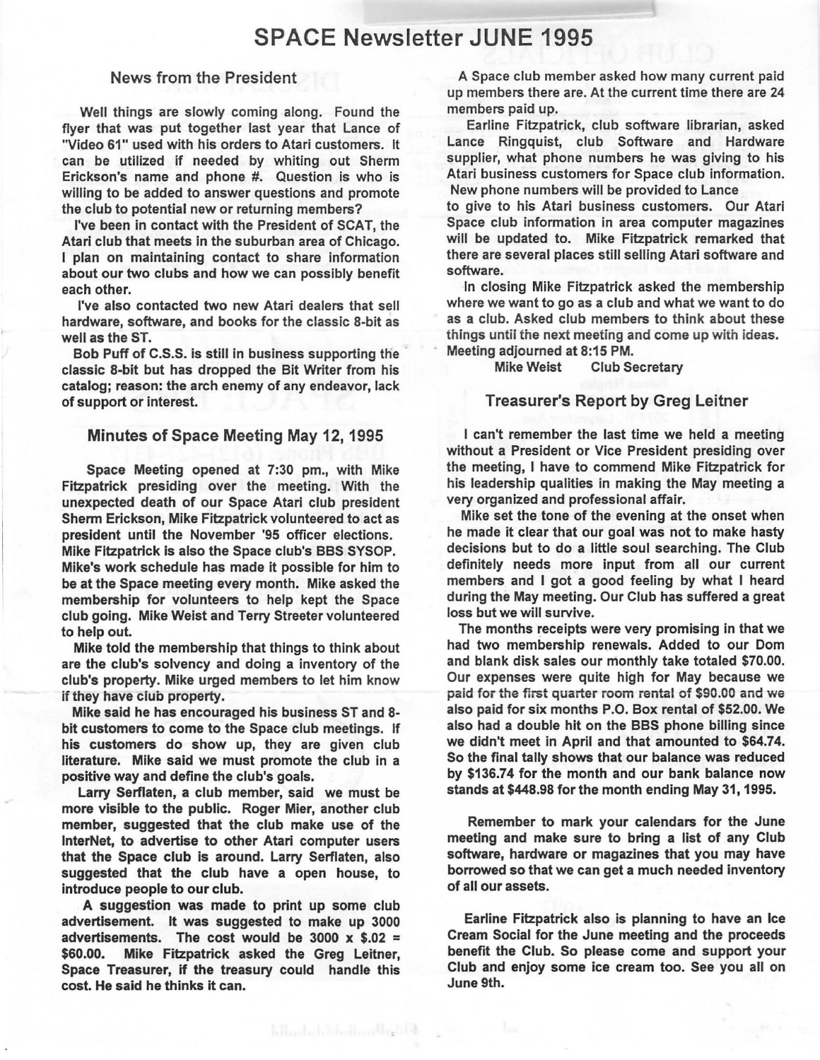# SPACE Newsletter JUNE 1995

## News from the President

Well things are slowly coming along. Found the flyer that was put together last year that Lance of "Video 61" used with his orders to Atari customers. It can be utilized if needed by whiting out Sherm Erickson's name and phone #. Question is who is willing to be added to answer questions and promote the club to potential new or returning members?

I've been in contact with the President of SCAT, the Atari club that meets in the suburban area of Chicago. I plan on maintaining contact to share information about our two clubs and how we can possibly benefit each other.

I've also contacted two new Atari dealers that sell hardware, software, and books for the classic 8-bit as well as the ST.

Bob Puff of C.S.S. is still in business supporting the classic 8-bit but has dropped the Bit Writer from his catalog; reason: the arch enemy of any endeavor, lack of support or interest.

## Minutes of Space Meeting May 12, 1995

Space Meeting opened at 7:30 pm., with Mike Fitzpatrick presiding over the meeting. With the unexpected death of our Space Atari club president Sherm Erickson, Mike Fitzpatrick volunteered to act as president until the November '95 officer elections. Mike Fitzpatrick is also the Space club's BBS SYSOP. Mike's work schedule has made it possible for him to be at the Space meeting every month. Mike asked the membership for volunteers to help kept the Space club going. Mike Weist and Terry Streeter volunteered to help out.

Mike told the membership that things to think about are the club's solvency and doing a inventory of the club's property. Mike urged members to let him know if they have club property.

Mike said he has encouraged his business ST and 8-bit customers to come to the Space club meetings. If his customers do show up, they are given club literature. Mike said we must promote the club in a positive way and define the club's goals.

Larry Serflaten, a club member, said we must be more visible to the public. Roger Mier, another club member, suggested that the club make use of the InterNet, to advertise to other Atari computer users that the Space club is around. Larry Serflaten, also suggested that the club have a open house, to introduce people to our club.

A suggestion was made to print up some club advertisement. It was suggested to make up 3000 advertisements. The cost would be 3000 x $.02 = $60.00. Mike Fitzpatrick asked the Greg Leitner, Space Treasurer, if the treasury could handle this cost. He said he thinks it can.

A Space club member asked how many current paid up members there are. At the current time there are 24 members paid up.

Earline Fitzpatrick, club software librarian, asked Lance Ringquist, club Software and Hardware supplier, what phone numbers he was giving to his Atari business customers for Space club information. New phone numbers will be provided to Lance to give to his Atari business customers. Our Atari Space club information in area computer magazines will be updated to. Mike Fitzpatrick remarked that there are several places still selling Atari software and software.

In closing Mike Fitzpatrick asked the membership where we want to go as a club and what we want to do as a club. Asked club members to think about these things until the next meeting and come up with ideas. Meeting adjourned at 8:15 PM.

Mike Weist Club Secretary

## Treasurer's Report by Greg Leitner

I can't remember the last time we held a meeting without a President or Vice President presiding over the meeting, I have to commend Mike Fitzpatrick for his leadership qualities in making the May meeting a very organized and professional affair.

Mike set the tone of the evening at the onset when he made it clear that our goal was not to make hasty decisions but to do a little soul searching. The Club definitely needs more input from all our current members and I got a good feeling by what I heard during the May meeting. Our Club has suffered a great loss but we will survive.

The months receipts were very promising in that we had two membership renewals. Added to our Dom and blank disk sales our monthly take totaled $70.00. Our expenses were quite high for May because we paid for the first quarter room rental of $90.00 and we also paid for six months P.O. Box rental of $52.00. We also had a double hit on the BBS phone billing since we didn't meet in April and that amounted to $64.74. So the final tally shows that our balance was reduced by $136.74 for the month and our bank balance now stands at $448.98 for the month ending May 31, 1995.

Remember to mark your calendars for the June meeting and make sure to bring a list of any Club software, hardware or magazines that you may have borrowed so that we can get a much needed inventory of all our assets.

Earline Fitzpatrick also is planning to have an Ice Cream Social for the June meeting and the proceeds benefit the Club. So please come and support your Club and enjoy some ice cream too. See you all on June 9th.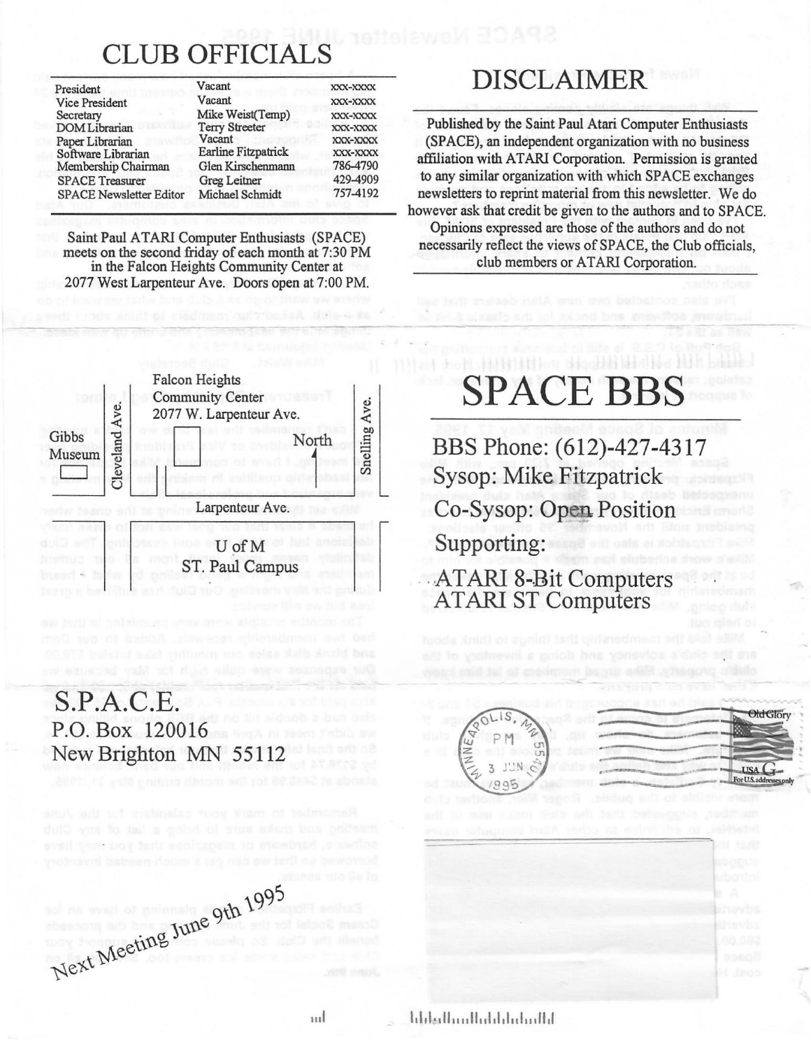# CLUB OFFICIALS

| | | |
|---|---|---|
| President | Vacant | xxx-xxxx |
| Vice President | Vacant | xxx-xxxx |
| Secretary | Mike Weist(Temp) | xxx-xxxx |
| DOM Librarian | Terry Streeter | xxx-xxxx |
| Paper Librarian | Vacant | xxx-xxxx |
| Software Librarian | Earline Fitzpatrick | xxx-xxxx |
| Membership Chairman | Glen Kirschenmann | 786-4790 |
| SPACE Treasurer | Greg Leitner | 429-4909 |
| SPACE Newsletter Editor | Michael Schmidt | 757-4192 |

Saint Paul ATARI Computer Enthusiasts (SPACE) meets on the second friday of each month at 7:30 PM in the Falcon Heights Community Center at 2077 West Larpenteur Ave. Doors open at 7:00 PM.

# DISCLAIMER

**Published by the Saint Paul Atari Computer Enthusiasts (SPACE), an independent organization with no business affiliation with ATARI Corporation. Permission is granted to any similar organization with which SPACE exchanges newsletters to reprint material from this newsletter. We do however ask that credit be given to the authors and to SPACE.**

Opinions expressed are those of the authors and do not necessarily reflect the views of SPACE, the Club officials, club members or ATARI Corporation.

Falcon Heights
Community Center
2077 W. Larpenteur Ave.

Gibbs Museum
Cleveland Ave.
Snelling Ave.
North
Larpenteur Ave.
U of M
ST. Paul Campus

# SPACE BBS

BBS Phone: (612)-427-4317

Sysop: Mike Fitzpatrick

Co-Sysop: Open Position

Supporting:

ATARI 8-Bit Computers

ATARI ST Computers

S.P.A.C.E.
P.O. Box 120016
New Brighton MN 55112

Next Meeting June 9th 1995